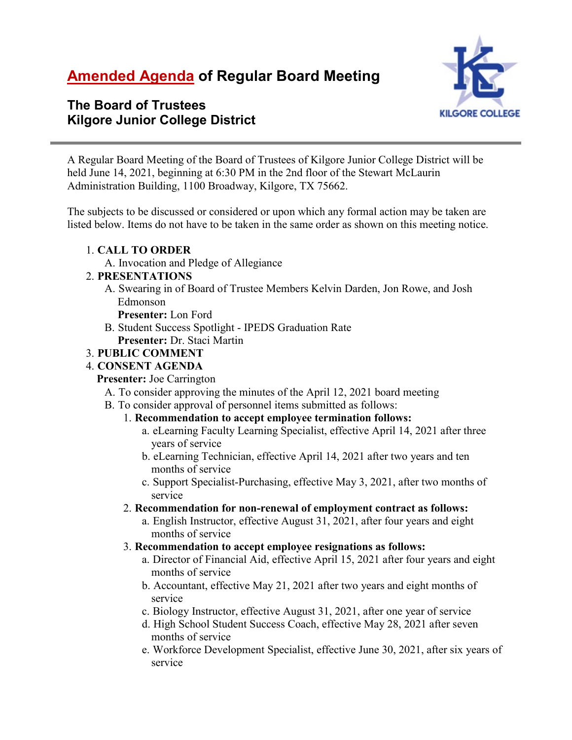# Amended Agenda of Regular Board Meeting

## The Board of Trustees
## Kilgore Junior College District

A Regular Board Meeting of the Board of Trustees of Kilgore Junior College District will be held June 14, 2021, beginning at 6:30 PM in the 2nd floor of the Stewart McLaurin Administration Building, 1100 Broadway, Kilgore, TX 75662.

The subjects to be discussed or considered or upon which any formal action may be taken are listed below. Items do not have to be taken in the same order as shown on this meeting notice.

1. **CALL TO ORDER**
   A. Invocation and Pledge of Allegiance
2. **PRESENTATIONS**
   A. Swearing in of Board of Trustee Members Kelvin Darden, Jon Rowe, and Josh Edmonson
   **Presenter:** Lon Ford
   B. Student Success Spotlight - IPEDS Graduation Rate
   **Presenter:** Dr. Staci Martin
3. **PUBLIC COMMENT**
4. **CONSENT AGENDA**
   **Presenter:** Joe Carrington
   A. To consider approving the minutes of the April 12, 2021 board meeting
   B. To consider approval of personnel items submitted as follows:
      1. **Recommendation to accept employee termination follows:**
         a. eLearning Faculty Learning Specialist, effective April 14, 2021 after three years of service
         b. eLearning Technician, effective April 14, 2021 after two years and ten months of service
         c. Support Specialist-Purchasing, effective May 3, 2021, after two months of service
      2. **Recommendation for non-renewal of employment contract as follows:**
         a. English Instructor, effective August 31, 2021, after four years and eight months of service
      3. **Recommendation to accept employee resignations as follows:**
         a. Director of Financial Aid, effective April 15, 2021 after four years and eight months of service
         b. Accountant, effective May 21, 2021 after two years and eight months of service
         c. Biology Instructor, effective August 31, 2021, after one year of service
         d. High School Student Success Coach, effective May 28, 2021 after seven months of service
         e. Workforce Development Specialist, effective June 30, 2021, after six years of service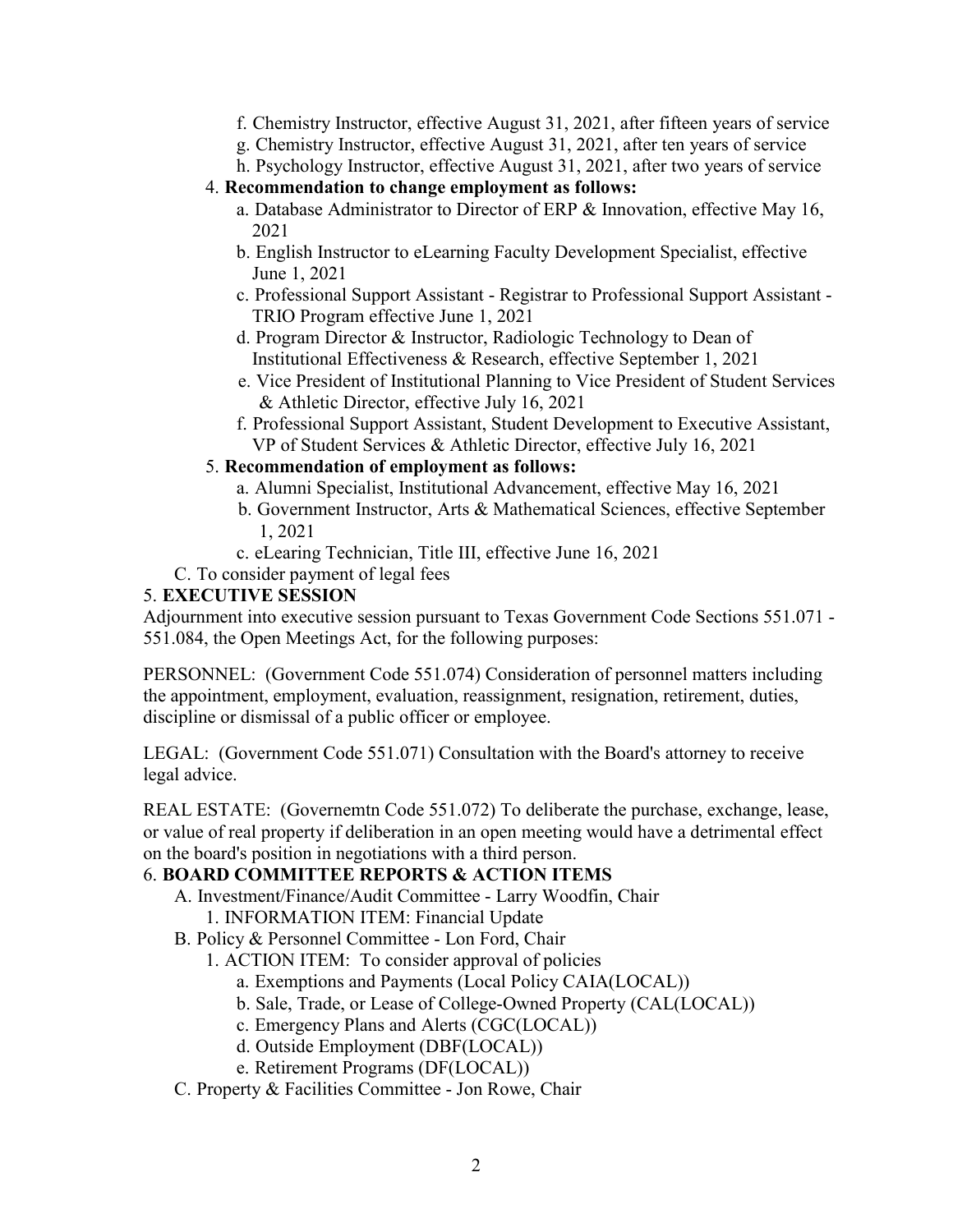f. Chemistry Instructor, effective August 31, 2021, after fifteen years of service
    g. Chemistry Instructor, effective August 31, 2021, after ten years of service
    h. Psychology Instructor, effective August 31, 2021, after two years of service

  4. **Recommendation to change employment as follows:**
    a. Database Administrator to Director of ERP & Innovation, effective May 16, 2021
    b. English Instructor to eLearning Faculty Development Specialist, effective June 1, 2021
    c. Professional Support Assistant - Registrar to Professional Support Assistant - TRIO Program effective June 1, 2021
    d. Program Director & Instructor, Radiologic Technology to Dean of Institutional Effectiveness & Research, effective September 1, 2021
    e. Vice President of Institutional Planning to Vice President of Student Services & Athletic Director, effective July 16, 2021
    f. Professional Support Assistant, Student Development to Executive Assistant, VP of Student Services & Athletic Director, effective July 16, 2021

  5. **Recommendation of employment as follows:**
    a. Alumni Specialist, Institutional Advancement, effective May 16, 2021
    b. Government Instructor, Arts & Mathematical Sciences, effective September 1, 2021
    c. eLearing Technician, Title III, effective June 16, 2021

C. To consider payment of legal fees

5. **EXECUTIVE SESSION**

Adjournment into executive session pursuant to Texas Government Code Sections 551.071 - 551.084, the Open Meetings Act, for the following purposes:

PERSONNEL: (Government Code 551.074) Consideration of personnel matters including the appointment, employment, evaluation, reassignment, resignation, retirement, duties, discipline or dismissal of a public officer or employee.

LEGAL: (Government Code 551.071) Consultation with the Board's attorney to receive legal advice.

REAL ESTATE: (Governemtn Code 551.072) To deliberate the purchase, exchange, lease, or value of real property if deliberation in an open meeting would have a detrimental effect on the board's position in negotiations with a third person.

6. **BOARD COMMITTEE REPORTS & ACTION ITEMS**

A. Investment/Finance/Audit Committee - Larry Woodfin, Chair
  1. INFORMATION ITEM: Financial Update

B. Policy & Personnel Committee - Lon Ford, Chair
  1. ACTION ITEM: To consider approval of policies
    a. Exemptions and Payments (Local Policy CAIA(LOCAL))
    b. Sale, Trade, or Lease of College-Owned Property (CAL(LOCAL))
    c. Emergency Plans and Alerts (CGC(LOCAL))
    d. Outside Employment (DBF(LOCAL))
    e. Retirement Programs (DF(LOCAL))

C. Property & Facilities Committee - Jon Rowe, Chair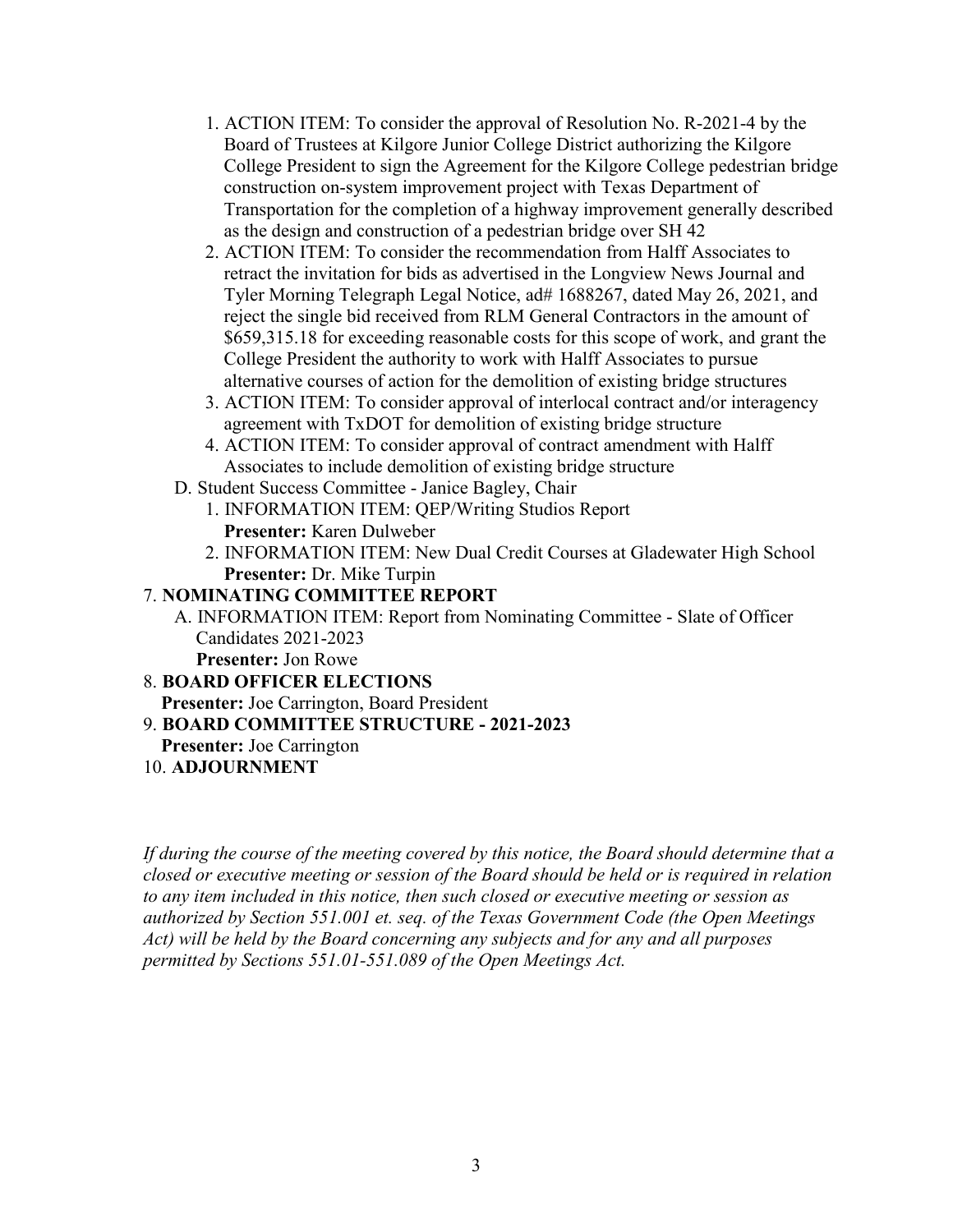1. ACTION ITEM: To consider the approval of Resolution No. R-2021-4 by the Board of Trustees at Kilgore Junior College District authorizing the Kilgore College President to sign the Agreement for the Kilgore College pedestrian bridge construction on-system improvement project with Texas Department of Transportation for the completion of a highway improvement generally described as the design and construction of a pedestrian bridge over SH 42
2. ACTION ITEM: To consider the recommendation from Halff Associates to retract the invitation for bids as advertised in the Longview News Journal and Tyler Morning Telegraph Legal Notice, ad# 1688267, dated May 26, 2021, and reject the single bid received from RLM General Contractors in the amount of $659,315.18 for exceeding reasonable costs for this scope of work, and grant the College President the authority to work with Halff Associates to pursue alternative courses of action for the demolition of existing bridge structures
3. ACTION ITEM: To consider approval of interlocal contract and/or interagency agreement with TxDOT for demolition of existing bridge structure
4. ACTION ITEM: To consider approval of contract amendment with Halff Associates to include demolition of existing bridge structure

D. Student Success Committee - Janice Bagley, Chair

1. INFORMATION ITEM: QEP/Writing Studios Report
   **Presenter:** Karen Dulweber
2. INFORMATION ITEM: New Dual Credit Courses at Gladewater High School
   **Presenter:** Dr. Mike Turpin

7. **NOMINATING COMMITTEE REPORT**

   A. INFORMATION ITEM: Report from Nominating Committee - Slate of Officer Candidates 2021-2023
   **Presenter:** Jon Rowe

8. **BOARD OFFICER ELECTIONS**
   **Presenter:** Joe Carrington, Board President

9. **BOARD COMMITTEE STRUCTURE - 2021-2023**
   **Presenter:** Joe Carrington

10. **ADJOURNMENT**

*If during the course of the meeting covered by this notice, the Board should determine that a closed or executive meeting or session of the Board should be held or is required in relation to any item included in this notice, then such closed or executive meeting or session as authorized by Section 551.001 et. seq. of the Texas Government Code (the Open Meetings Act) will be held by the Board concerning any subjects and for any and all purposes permitted by Sections 551.01-551.089 of the Open Meetings Act.*